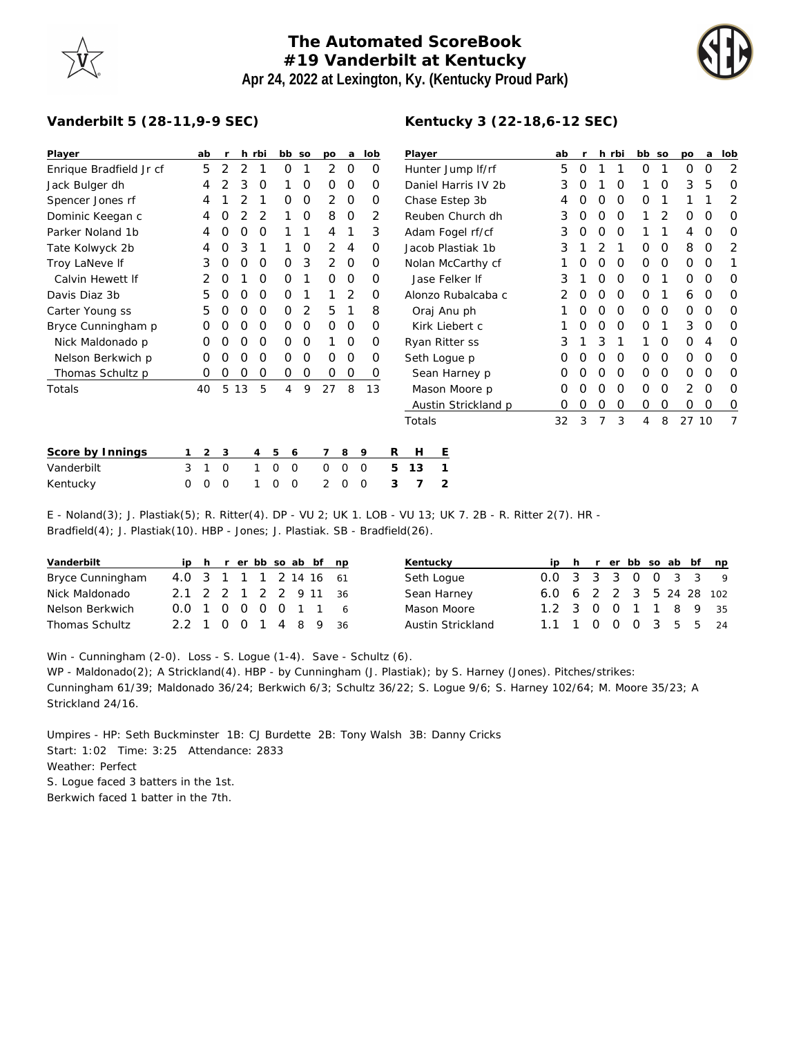# The Automated ScoreBook
## #19 Vanderbilt at Kentucky
### Apr 24, 2022 at Lexington, Ky. (Kentucky Proud Park)

**Vanderbilt 5 (28-11,9-9 SEC)**

| Player | ab | r | h | rbi | bb | so | po | a | lob |
|---|---|---|---|---|---|---|---|---|---|
| Enrique Bradfield Jr cf | 5 | 2 | 2 | 1 | 0 | 1 | 2 | 0 | 0 |
| Jack Bulger dh | 4 | 2 | 3 | 0 | 1 | 0 | 0 | 0 | 0 |
| Spencer Jones rf | 4 | 1 | 2 | 1 | 0 | 0 | 2 | 0 | 0 |
| Dominic Keegan c | 4 | 0 | 2 | 2 | 1 | 0 | 8 | 0 | 2 |
| Parker Noland 1b | 4 | 0 | 0 | 0 | 1 | 1 | 4 | 1 | 3 |
| Tate Kolwyck 2b | 4 | 0 | 3 | 1 | 1 | 0 | 2 | 4 | 0 |
| Troy LaNeve lf | 3 | 0 | 0 | 0 | 0 | 3 | 2 | 0 | 0 |
| Calvin Hewett lf | 2 | 0 | 1 | 0 | 0 | 1 | 0 | 0 | 0 |
| Davis Diaz 3b | 5 | 0 | 0 | 0 | 0 | 1 | 1 | 2 | 0 |
| Carter Young ss | 5 | 0 | 0 | 0 | 0 | 2 | 5 | 1 | 8 |
| Bryce Cunningham p | 0 | 0 | 0 | 0 | 0 | 0 | 0 | 0 | 0 |
| Nick Maldonado p | 0 | 0 | 0 | 0 | 0 | 0 | 1 | 0 | 0 |
| Nelson Berkwich p | 0 | 0 | 0 | 0 | 0 | 0 | 0 | 0 | 0 |
| Thomas Schultz p | 0 | 0 | 0 | 0 | 0 | 0 | 0 | 0 | 0 |
| Totals | 40 | 5 | 13 | 5 | 4 | 9 | 27 | 8 | 13 |

**Kentucky 3 (22-18,6-12 SEC)**

| Player | ab | r | h | rbi | bb | so | po | a | lob |
|---|---|---|---|---|---|---|---|---|---|
| Hunter Jump lf/rf | 5 | 0 | 1 | 1 | 0 | 1 | 0 | 0 | 2 |
| Daniel Harris IV 2b | 3 | 0 | 1 | 0 | 1 | 0 | 3 | 5 | 0 |
| Chase Estep 3b | 4 | 0 | 0 | 0 | 0 | 1 | 1 | 1 | 2 |
| Reuben Church dh | 3 | 0 | 0 | 0 | 1 | 2 | 0 | 0 | 0 |
| Adam Fogel rf/cf | 3 | 0 | 0 | 0 | 1 | 1 | 4 | 0 | 0 |
| Jacob Plastiak 1b | 3 | 1 | 2 | 1 | 0 | 0 | 8 | 0 | 2 |
| Nolan McCarthy cf | 1 | 0 | 0 | 0 | 0 | 0 | 0 | 0 | 1 |
| Jase Felker lf | 3 | 1 | 0 | 0 | 0 | 1 | 0 | 0 | 0 |
| Alonzo Rubalcaba c | 2 | 0 | 0 | 0 | 0 | 1 | 6 | 0 | 0 |
| Oraj Anu ph | 1 | 0 | 0 | 0 | 0 | 0 | 0 | 0 | 0 |
| Kirk Liebert c | 1 | 0 | 0 | 0 | 0 | 1 | 3 | 0 | 0 |
| Ryan Ritter ss | 3 | 1 | 3 | 1 | 1 | 0 | 0 | 4 | 0 |
| Seth Logue p | 0 | 0 | 0 | 0 | 0 | 0 | 0 | 0 | 0 |
| Sean Harney p | 0 | 0 | 0 | 0 | 0 | 0 | 0 | 0 | 0 |
| Mason Moore p | 0 | 0 | 0 | 0 | 0 | 0 | 2 | 0 | 0 |
| Austin Strickland p | 0 | 0 | 0 | 0 | 0 | 0 | 0 | 0 | 0 |
| Totals | 32 | 3 | 7 | 3 | 4 | 8 | 27 | 10 | 7 |

| Score by Innings | 1 | 2 | 3 | 4 | 5 | 6 | 7 | 8 | 9 | R | H | E |
|---|---|---|---|---|---|---|---|---|---|---|---|---|
| Vanderbilt | 3 | 1 | 0 | 1 | 0 | 0 | 0 | 0 | 0 | 5 | 13 | 1 |
| Kentucky | 0 | 0 | 0 | 1 | 0 | 0 | 2 | 0 | 0 | 3 | 7 | 2 |

E - Noland(3); J. Plastiak(5); R. Ritter(4). DP - VU 2; UK 1. LOB - VU 13; UK 7. 2B - R. Ritter 2(7). HR - Bradfield(4); J. Plastiak(10). HBP - Jones; J. Plastiak. SB - Bradfield(26).

| Vanderbilt | ip | h | r | er | bb | so | ab | bf | np |
|---|---|---|---|---|---|---|---|---|---|
| Bryce Cunningham | 4.0 | 3 | 1 | 1 | 1 | 2 | 14 | 16 | 61 |
| Nick Maldonado | 2.1 | 2 | 2 | 1 | 2 | 2 | 9 | 11 | 36 |
| Nelson Berkwich | 0.0 | 1 | 0 | 0 | 0 | 0 | 1 | 1 | 6 |
| Thomas Schultz | 2.2 | 1 | 0 | 0 | 1 | 4 | 8 | 9 | 36 |

| Kentucky | ip | h | r | er | bb | so | ab | bf | np |
|---|---|---|---|---|---|---|---|---|---|
| Seth Logue | 0.0 | 3 | 3 | 3 | 0 | 0 | 3 | 3 | 9 |
| Sean Harney | 6.0 | 6 | 2 | 2 | 3 | 5 | 24 | 28 | 102 |
| Mason Moore | 1.2 | 3 | 0 | 0 | 1 | 1 | 8 | 9 | 35 |
| Austin Strickland | 1.1 | 1 | 0 | 0 | 0 | 3 | 5 | 5 | 24 |

Win - Cunningham (2-0). Loss - S. Logue (1-4). Save - Schultz (6).
WP - Maldonado(2); A Strickland(4). HBP - by Cunningham (J. Plastiak); by S. Harney (Jones). Pitches/strikes: Cunningham 61/39; Maldonado 36/24; Berkwich 6/3; Schultz 36/22; S. Logue 9/6; S. Harney 102/64; M. Moore 35/23; A Strickland 24/16.

Umpires - HP: Seth Buckminster 1B: CJ Burdette 2B: Tony Walsh 3B: Danny Cricks
Start: 1:02 Time: 3:25 Attendance: 2833
Weather: Perfect
S. Logue faced 3 batters in the 1st.
Berkwich faced 1 batter in the 7th.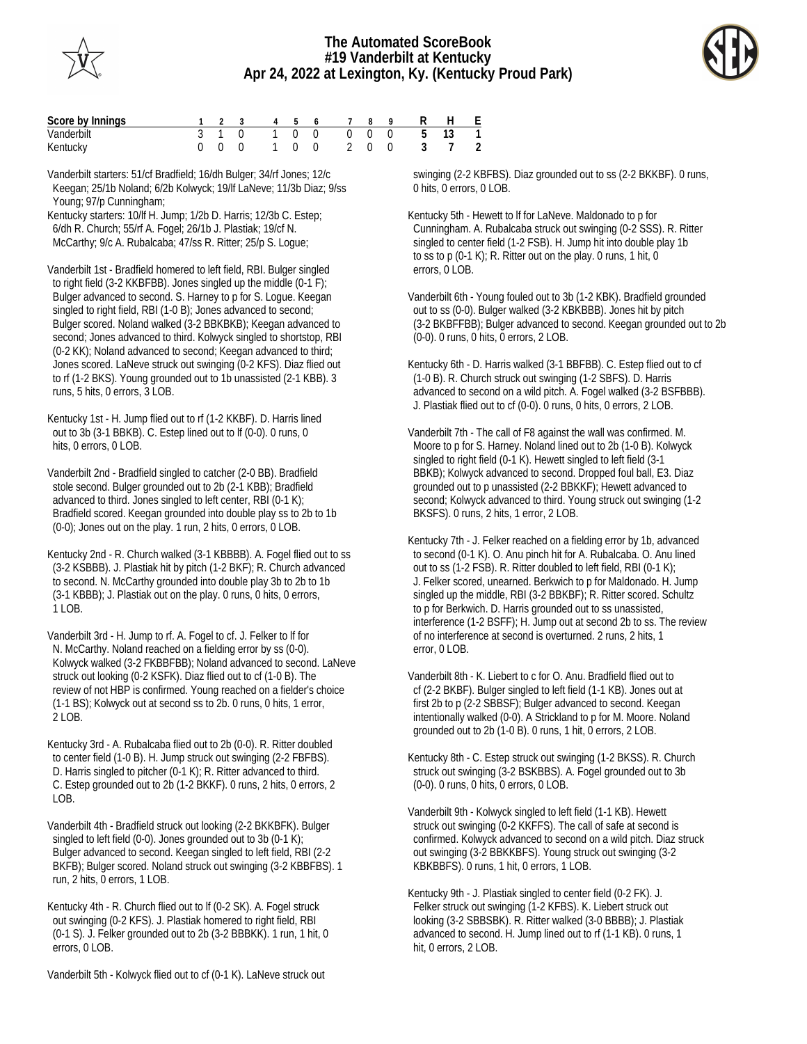# The Automated ScoreBook
# #19 Vanderbilt at Kentucky
# Apr 24, 2022 at Lexington, Ky. (Kentucky Proud Park)

| Score by Innings | 1 | 2 | 3 | 4 | 5 | 6 | 7 | 8 | 9 | R | H | E |
|---|---|---|---|---|---|---|---|---|---|---|---|---|
| Vanderbilt | 3 | 1 | 0 | 1 | 0 | 0 | 0 | 0 | 0 | 5 | 13 | 1 |
| Kentucky | 0 | 0 | 0 | 1 | 0 | 0 | 2 | 0 | 0 | 3 | 7 | 2 |

Vanderbilt starters: 51/cf Bradfield; 16/dh Bulger; 34/rf Jones; 12/c Keegan; 25/1b Noland; 6/2b Kolwyck; 19/lf LaNeve; 11/3b Diaz; 9/ss Young; 97/p Cunningham;

Kentucky starters: 10/lf H. Jump; 1/2b D. Harris; 12/3b C. Estep; 6/dh R. Church; 55/rf A. Fogel; 26/1b J. Plastiak; 19/cf N. McCarthy; 9/c A. Rubalcaba; 47/ss R. Ritter; 25/p S. Logue;

Vanderbilt 1st - Bradfield homered to left field, RBI. Bulger singled to right field (3-2 KKBFBB). Jones singled up the middle (0-1 F); Bulger advanced to second. S. Harney to p for S. Logue. Keegan singled to right field, RBI (1-0 B); Jones advanced to second; Bulger scored. Noland walked (3-2 BBKBKB); Keegan advanced to second; Jones advanced to third. Kolwyck singled to shortstop, RBI (0-2 KK); Noland advanced to second; Keegan advanced to third; Jones scored. LaNeve struck out swinging (0-2 KFS). Diaz flied out to rf (1-2 BKS). Young grounded out to 1b unassisted (2-1 KBB). 3 runs, 5 hits, 0 errors, 3 LOB.

Kentucky 1st - H. Jump flied out to rf (1-2 KKBF). D. Harris lined out to 3b (3-1 BBKB). C. Estep lined out to lf (0-0). 0 runs, 0 hits, 0 errors, 0 LOB.

Vanderbilt 2nd - Bradfield singled to catcher (2-0 BB). Bradfield stole second. Bulger grounded out to 2b (2-1 KBB); Bradfield advanced to third. Jones singled to left center, RBI (0-1 K); Bradfield scored. Keegan grounded into double play ss to 2b to 1b (0-0); Jones out on the play. 1 run, 2 hits, 0 errors, 0 LOB.

Kentucky 2nd - R. Church walked (3-1 KBBBB). A. Fogel flied out to ss (3-2 KSBBB). J. Plastiak hit by pitch (1-2 BKF); R. Church advanced to second. N. McCarthy grounded into double play 3b to 2b to 1b (3-1 KBBB); J. Plastiak out on the play. 0 runs, 0 hits, 0 errors, 1 LOB.

Vanderbilt 3rd - H. Jump to rf. A. Fogel to cf. J. Felker to lf for N. McCarthy. Noland reached on a fielding error by ss (0-0). Kolwyck walked (3-2 FKBBFBB); Noland advanced to second. LaNeve struck out looking (0-2 KSFK). Diaz flied out to cf (1-0 B). The review of not HBP is confirmed. Young reached on a fielder's choice (1-1 BS); Kolwyck out at second ss to 2b. 0 runs, 0 hits, 1 error, 2 LOB.

Kentucky 3rd - A. Rubalcaba flied out to 2b (0-0). R. Ritter doubled to center field (1-0 B). H. Jump struck out swinging (2-2 FBFBS). D. Harris singled to pitcher (0-1 K); R. Ritter advanced to third. C. Estep grounded out to 2b (1-2 BKKF). 0 runs, 2 hits, 0 errors, 2 LOB.

Vanderbilt 4th - Bradfield struck out looking (2-2 BKKBFK). Bulger singled to left field (0-0). Jones grounded out to 3b (0-1 K); Bulger advanced to second. Keegan singled to left field, RBI (2-2 BKFB); Bulger scored. Noland struck out swinging (3-2 KBBFBS). 1 run, 2 hits, 0 errors, 1 LOB.

Kentucky 4th - R. Church flied out to lf (0-2 SK). A. Fogel struck out swinging (0-2 KFS). J. Plastiak homered to right field, RBI (0-1 S). J. Felker grounded out to 2b (3-2 BBBKK). 1 run, 1 hit, 0 errors, 0 LOB.

Vanderbilt 5th - Kolwyck flied out to cf (0-1 K). LaNeve struck out swinging (2-2 KBFBS). Diaz grounded out to ss (2-2 BKKBF). 0 runs, 0 hits, 0 errors, 0 LOB.

Kentucky 5th - Hewett to lf for LaNeve. Maldonado to p for Cunningham. A. Rubalcaba struck out swinging (0-2 SSS). R. Ritter singled to center field (1-2 FSB). H. Jump hit into double play 1b to ss to p (0-1 K); R. Ritter out on the play. 0 runs, 1 hit, 0 errors, 0 LOB.

Vanderbilt 6th - Young fouled out to 3b (1-2 KBK). Bradfield grounded out to ss (0-0). Bulger walked (3-2 KBKBBB). Jones hit by pitch (3-2 BKBFFBB); Bulger advanced to second. Keegan grounded out to 2b (0-0). 0 runs, 0 hits, 0 errors, 2 LOB.

Kentucky 6th - D. Harris walked (3-1 BBFBB). C. Estep flied out to cf (1-0 B). R. Church struck out swinging (1-2 SBFS). D. Harris advanced to second on a wild pitch. A. Fogel walked (3-2 BSFBBB). J. Plastiak flied out to cf (0-0). 0 runs, 0 hits, 0 errors, 2 LOB.

Vanderbilt 7th - The call of F8 against the wall was confirmed. M. Moore to p for S. Harney. Noland lined out to 2b (1-0 B). Kolwyck singled to right field (0-1 K). Hewett singled to left field (3-1 BBKB); Kolwyck advanced to second. Dropped foul ball, E3. Diaz grounded out to p unassisted (2-2 BBKKF); Hewett advanced to second; Kolwyck advanced to third. Young struck out swinging (1-2 BKSFS). 0 runs, 2 hits, 1 error, 2 LOB.

Kentucky 7th - J. Felker reached on a fielding error by 1b, advanced to second (0-1 K). O. Anu pinch hit for A. Rubalcaba. O. Anu lined out to ss (1-2 FSB). R. Ritter doubled to left field, RBI (0-1 K); J. Felker scored, unearned. Berkwich to p for Maldonado. H. Jump singled up the middle, RBI (3-2 BBKBF); R. Ritter scored. Schultz to p for Berkwich. D. Harris grounded out to ss unassisted, interference (1-2 BSFF); H. Jump out at second 2b to ss. The review of no interference at second is overturned. 2 runs, 2 hits, 1 error, 0 LOB.

Vanderbilt 8th - K. Liebert to c for O. Anu. Bradfield flied out to cf (2-2 BKBF). Bulger singled to left field (1-1 KB). Jones out at first 2b to p (2-2 SBBSF); Bulger advanced to second. Keegan intentionally walked (0-0). A Strickland to p for M. Moore. Noland grounded out to 2b (1-0 B). 0 runs, 1 hit, 0 errors, 2 LOB.

Kentucky 8th - C. Estep struck out swinging (1-2 BKSS). R. Church struck out swinging (3-2 BSKBBS). A. Fogel grounded out to 3b (0-0). 0 runs, 0 hits, 0 errors, 0 LOB.

Vanderbilt 9th - Kolwyck singled to left field (1-1 KB). Hewett struck out swinging (0-2 KKFFS). The call of safe at second is confirmed. Kolwyck advanced to second on a wild pitch. Diaz struck out swinging (3-2 BBKKBFS). Young struck out swinging (3-2 KBKBBFS). 0 runs, 1 hit, 0 errors, 1 LOB.

Kentucky 9th - J. Plastiak singled to center field (0-2 FK). J. Felker struck out swinging (1-2 KFBS). K. Liebert struck out looking (3-2 SBBSBK). R. Ritter walked (3-0 BBBB); J. Plastiak advanced to second. H. Jump lined out to rf (1-1 KB). 0 runs, 1 hit, 0 errors, 2 LOB.